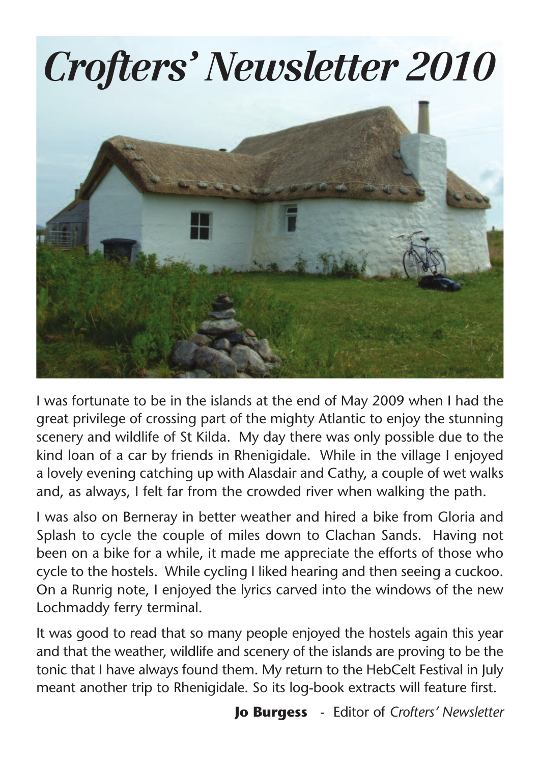# *Crofters' Newsletter 2010*

I was fortunate to be in the islands at the end of May 2009 when I had the great privilege of crossing part of the mighty Atlantic to enjoy the stunning scenery and wildlife of St Kilda. My day there was only possible due to the kind loan of a car by friends in Rhenigidale. While in the village I enjoyed a lovely evening catching up with Alasdair and Cathy, a couple of wet walks and, as always, I felt far from the crowded river when walking the path.

I was also on Berneray in better weather and hired a bike from Gloria and Splash to cycle the couple of miles down to Clachan Sands. Having not been on a bike for a while, it made me appreciate the efforts of those who cycle to the hostels. While cycling I liked hearing and then seeing a cuckoo. On a Runrig note, I enjoyed the lyrics carved into the windows of the new Lochmaddy ferry terminal.

It was good to read that so many people enjoyed the hostels again this year and that the weather, wildlife and scenery of the islands are proving to be the tonic that I have always found them. My return to the HebCelt Festival in July meant another trip to Rhenigidale. So its log-book extracts will feature first.

**Jo Burgess** - Editor of *Crofters' Newsletter*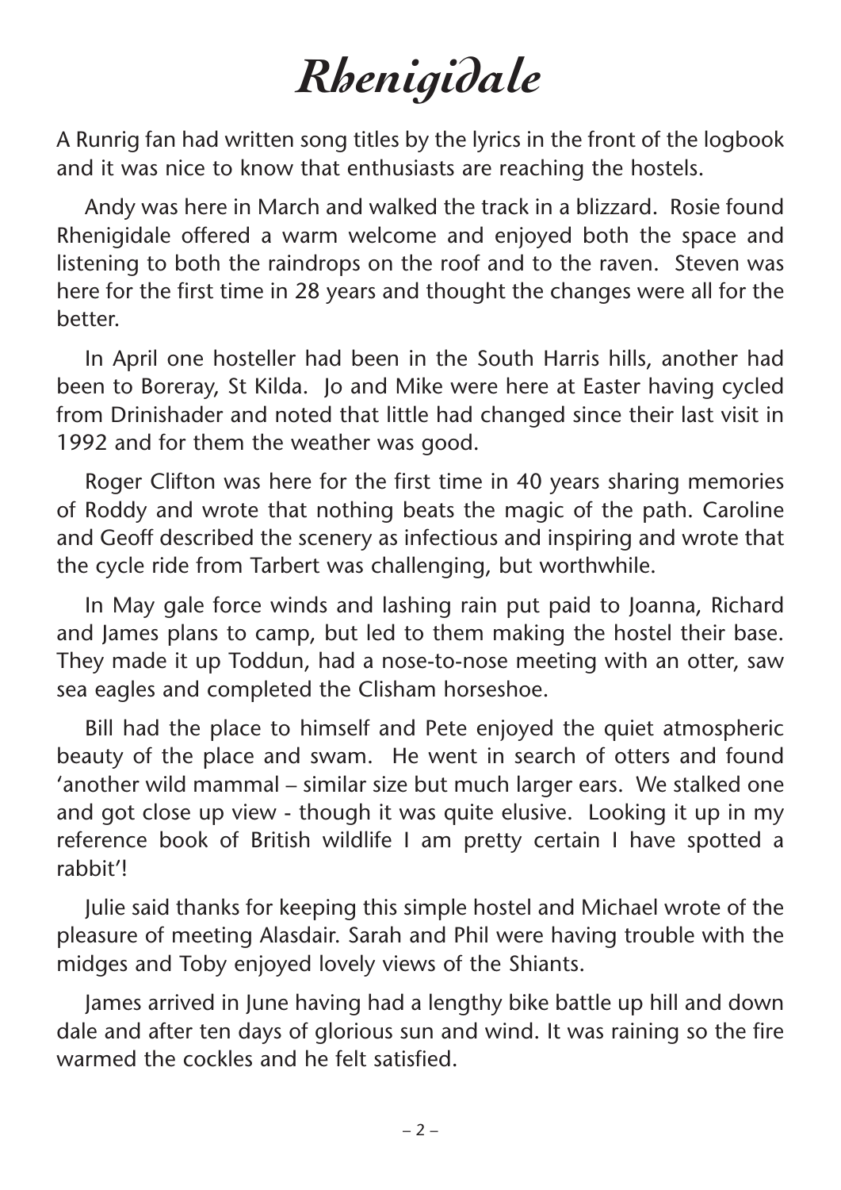# *Rhenigidale*

A Runrig fan had written song titles by the lyrics in the front of the logbook and it was nice to know that enthusiasts are reaching the hostels.

Andy was here in March and walked the track in a blizzard. Rosie found Rhenigidale offered a warm welcome and enjoyed both the space and listening to both the raindrops on the roof and to the raven. Steven was here for the first time in 28 years and thought the changes were all for the better.

In April one hosteller had been in the South Harris hills, another had been to Boreray, St Kilda. Jo and Mike were here at Easter having cycled from Drinishader and noted that little had changed since their last visit in 1992 and for them the weather was good.

Roger Clifton was here for the first time in 40 years sharing memories of Roddy and wrote that nothing beats the magic of the path. Caroline and Geoff described the scenery as infectious and inspiring and wrote that the cycle ride from Tarbert was challenging, but worthwhile.

In May gale force winds and lashing rain put paid to Joanna, Richard and James plans to camp, but led to them making the hostel their base. They made it up Toddun, had a nose-to-nose meeting with an otter, saw sea eagles and completed the Clisham horseshoe.

Bill had the place to himself and Pete enjoyed the quiet atmospheric beauty of the place and swam. He went in search of otters and found 'another wild mammal – similar size but much larger ears. We stalked one and got close up view - though it was quite elusive. Looking it up in my reference book of British wildlife I am pretty certain I have spotted a rabbit'!

Julie said thanks for keeping this simple hostel and Michael wrote of the pleasure of meeting Alasdair. Sarah and Phil were having trouble with the midges and Toby enjoyed lovely views of the Shiants.

James arrived in June having had a lengthy bike battle up hill and down dale and after ten days of glorious sun and wind. It was raining so the fire warmed the cockles and he felt satisfied.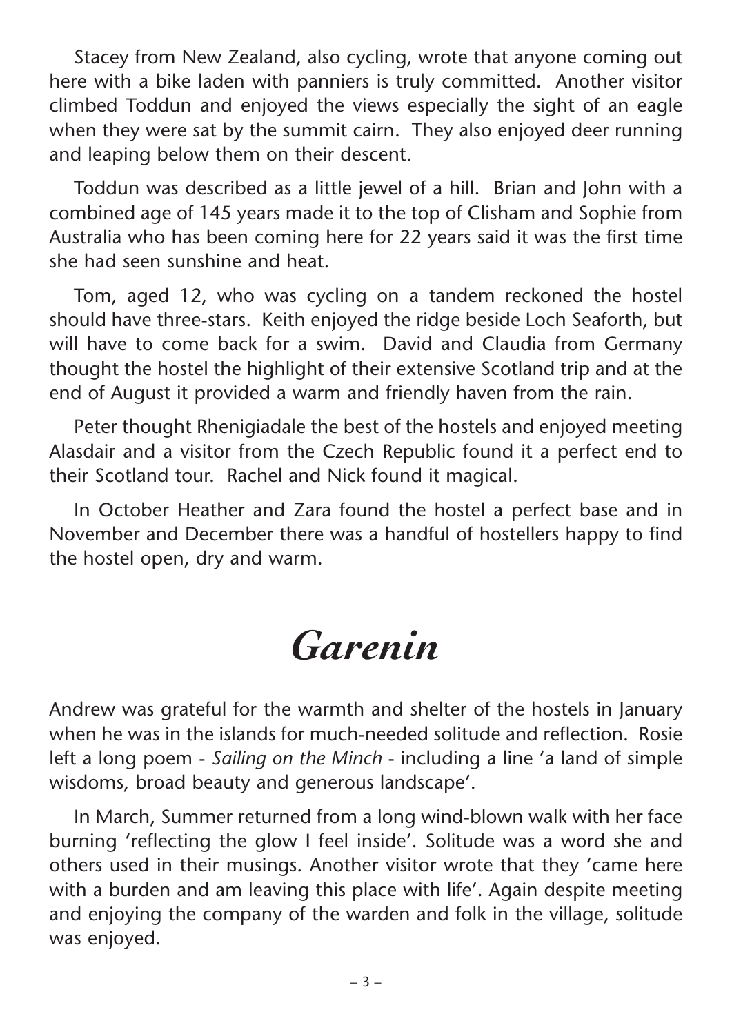Stacey from New Zealand, also cycling, wrote that anyone coming out here with a bike laden with panniers is truly committed. Another visitor climbed Toddun and enjoyed the views especially the sight of an eagle when they were sat by the summit cairn. They also enjoyed deer running and leaping below them on their descent.

Toddun was described as a little jewel of a hill. Brian and John with a combined age of 145 years made it to the top of Clisham and Sophie from Australia who has been coming here for 22 years said it was the first time she had seen sunshine and heat.

Tom, aged 12, who was cycling on a tandem reckoned the hostel should have three-stars. Keith enjoyed the ridge beside Loch Seaforth, but will have to come back for a swim. David and Claudia from Germany thought the hostel the highlight of their extensive Scotland trip and at the end of August it provided a warm and friendly haven from the rain.

Peter thought Rhenigiadale the best of the hostels and enjoyed meeting Alasdair and a visitor from the Czech Republic found it a perfect end to their Scotland tour. Rachel and Nick found it magical.

In October Heather and Zara found the hostel a perfect base and in November and December there was a handful of hostellers happy to find the hostel open, dry and warm.

# *Garenin*

Andrew was grateful for the warmth and shelter of the hostels in January when he was in the islands for much-needed solitude and reflection. Rosie left a long poem - *Sailing on the Minch* - including a line 'a land of simple wisdoms, broad beauty and generous landscape'.

In March, Summer returned from a long wind-blown walk with her face burning 'reflecting the glow I feel inside'. Solitude was a word she and others used in their musings. Another visitor wrote that they 'came here with a burden and am leaving this place with life'. Again despite meeting and enjoying the company of the warden and folk in the village, solitude was enjoyed.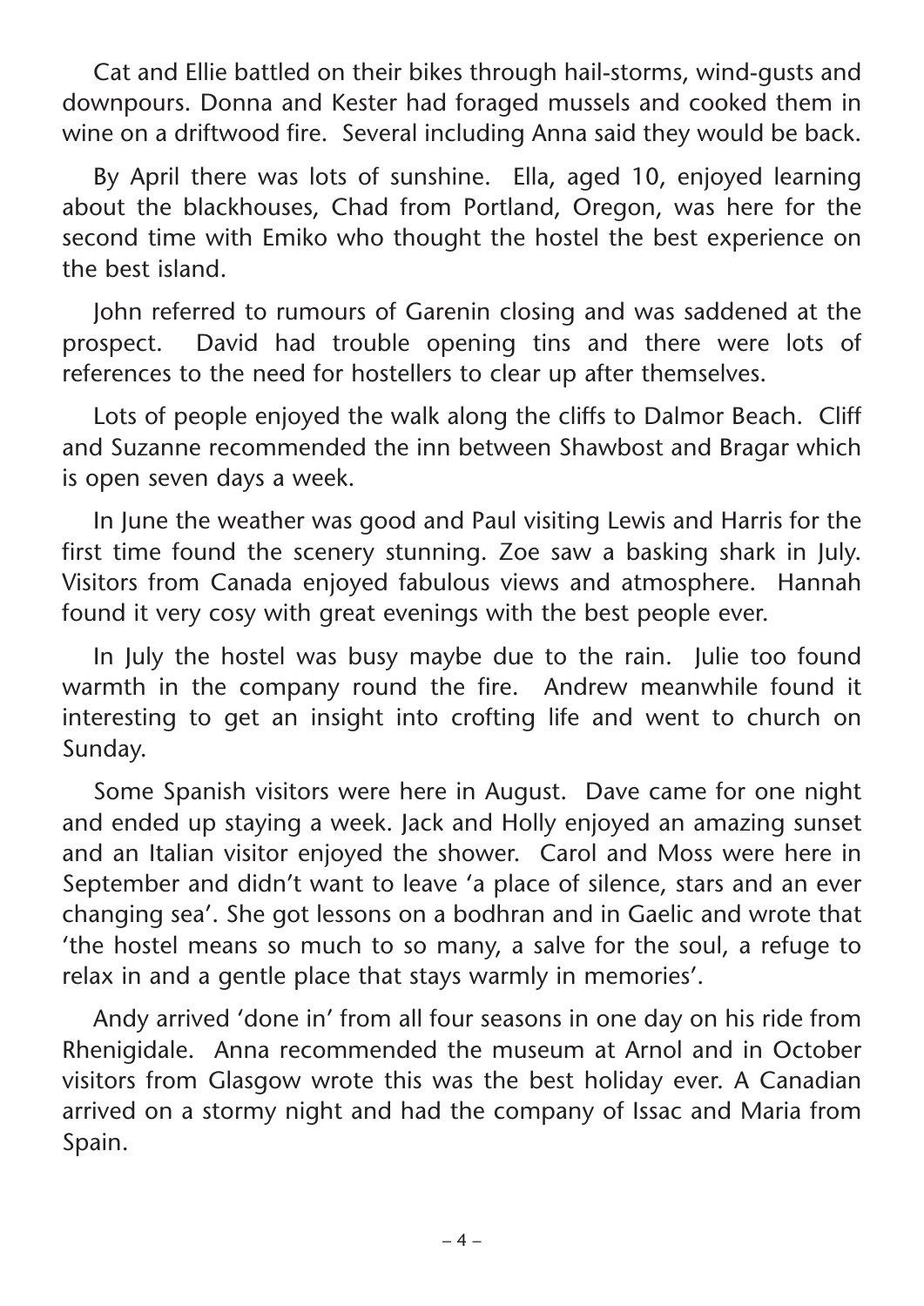Cat and Ellie battled on their bikes through hail-storms, wind-gusts and downpours. Donna and Kester had foraged mussels and cooked them in wine on a driftwood fire. Several including Anna said they would be back.

By April there was lots of sunshine. Ella, aged 10, enjoyed learning about the blackhouses, Chad from Portland, Oregon, was here for the second time with Emiko who thought the hostel the best experience on the best island.

John referred to rumours of Garenin closing and was saddened at the prospect. David had trouble opening tins and there were lots of references to the need for hostellers to clear up after themselves.

Lots of people enjoyed the walk along the cliffs to Dalmor Beach. Cliff and Suzanne recommended the inn between Shawbost and Bragar which is open seven days a week.

In June the weather was good and Paul visiting Lewis and Harris for the first time found the scenery stunning. Zoe saw a basking shark in July. Visitors from Canada enjoyed fabulous views and atmosphere. Hannah found it very cosy with great evenings with the best people ever.

In July the hostel was busy maybe due to the rain. Julie too found warmth in the company round the fire. Andrew meanwhile found it interesting to get an insight into crofting life and went to church on Sunday.

Some Spanish visitors were here in August. Dave came for one night and ended up staying a week. Jack and Holly enjoyed an amazing sunset and an Italian visitor enjoyed the shower. Carol and Moss were here in September and didn't want to leave 'a place of silence, stars and an ever changing sea'. She got lessons on a bodhran and in Gaelic and wrote that 'the hostel means so much to so many, a salve for the soul, a refuge to relax in and a gentle place that stays warmly in memories'.

Andy arrived 'done in' from all four seasons in one day on his ride from Rhenigidale. Anna recommended the museum at Arnol and in October visitors from Glasgow wrote this was the best holiday ever. A Canadian arrived on a stormy night and had the company of Issac and Maria from Spain.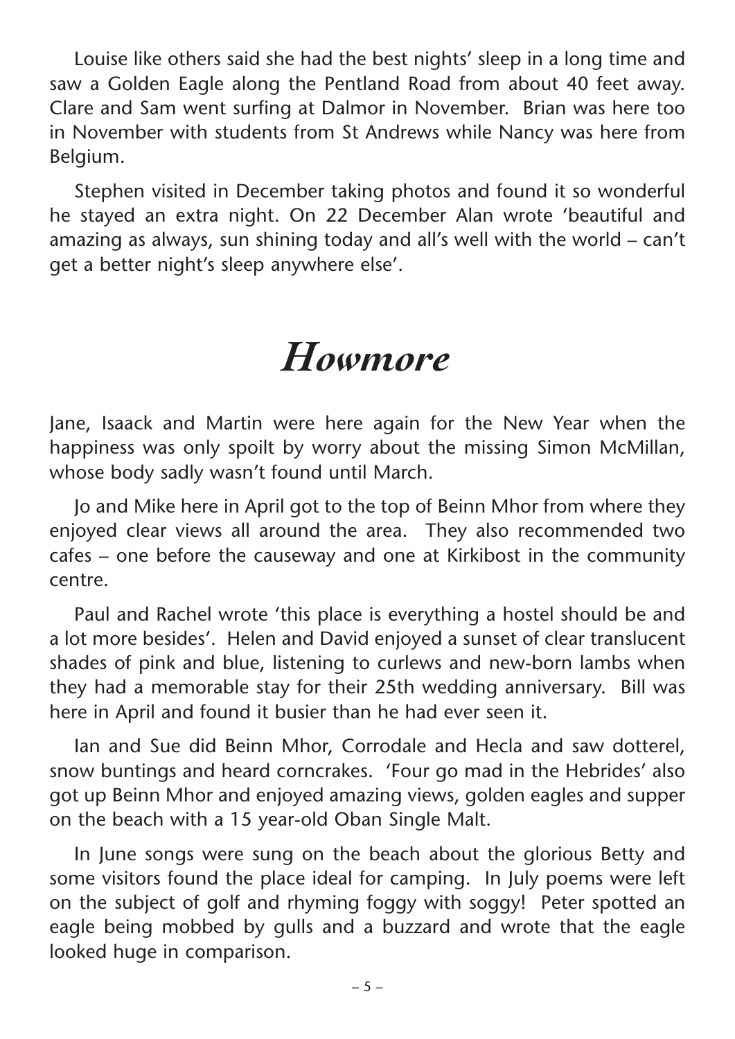Louise like others said she had the best nights' sleep in a long time and saw a Golden Eagle along the Pentland Road from about 40 feet away. Clare and Sam went surfing at Dalmor in November. Brian was here too in November with students from St Andrews while Nancy was here from Belgium.

Stephen visited in December taking photos and found it so wonderful he stayed an extra night. On 22 December Alan wrote 'beautiful and amazing as always, sun shining today and all's well with the world – can't get a better night's sleep anywhere else'.

# *Howmore*

Jane, Isaack and Martin were here again for the New Year when the happiness was only spoilt by worry about the missing Simon McMillan, whose body sadly wasn't found until March.

Jo and Mike here in April got to the top of Beinn Mhor from where they enjoyed clear views all around the area. They also recommended two cafes – one before the causeway and one at Kirkibost in the community centre.

Paul and Rachel wrote 'this place is everything a hostel should be and a lot more besides'. Helen and David enjoyed a sunset of clear translucent shades of pink and blue, listening to curlews and new-born lambs when they had a memorable stay for their 25th wedding anniversary. Bill was here in April and found it busier than he had ever seen it.

Ian and Sue did Beinn Mhor, Corrodale and Hecla and saw dotterel, snow buntings and heard corncrakes. 'Four go mad in the Hebrides' also got up Beinn Mhor and enjoyed amazing views, golden eagles and supper on the beach with a 15 year-old Oban Single Malt.

In June songs were sung on the beach about the glorious Betty and some visitors found the place ideal for camping. In July poems were left on the subject of golf and rhyming foggy with soggy! Peter spotted an eagle being mobbed by gulls and a buzzard and wrote that the eagle looked huge in comparison.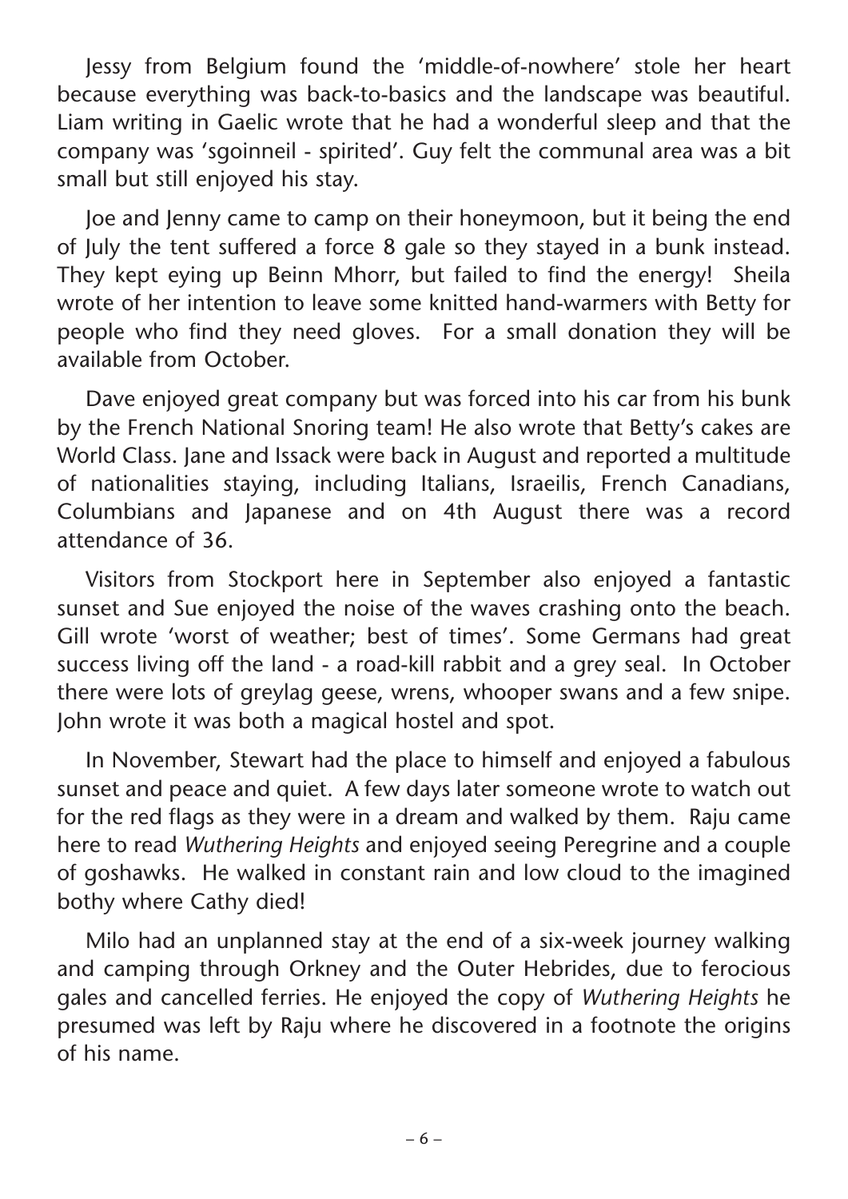Jessy from Belgium found the 'middle-of-nowhere' stole her heart because everything was back-to-basics and the landscape was beautiful. Liam writing in Gaelic wrote that he had a wonderful sleep and that the company was 'sgoinneil - spirited'. Guy felt the communal area was a bit small but still enjoyed his stay.

Joe and Jenny came to camp on their honeymoon, but it being the end of July the tent suffered a force 8 gale so they stayed in a bunk instead. They kept eying up Beinn Mhorr, but failed to find the energy! Sheila wrote of her intention to leave some knitted hand-warmers with Betty for people who find they need gloves. For a small donation they will be available from October.

Dave enjoyed great company but was forced into his car from his bunk by the French National Snoring team! He also wrote that Betty's cakes are World Class. Jane and Issack were back in August and reported a multitude of nationalities staying, including Italians, Israeilis, French Canadians, Columbians and Japanese and on 4th August there was a record attendance of 36.

Visitors from Stockport here in September also enjoyed a fantastic sunset and Sue enjoyed the noise of the waves crashing onto the beach. Gill wrote 'worst of weather; best of times'. Some Germans had great success living off the land - a road-kill rabbit and a grey seal. In October there were lots of greylag geese, wrens, whooper swans and a few snipe. John wrote it was both a magical hostel and spot.

In November, Stewart had the place to himself and enjoyed a fabulous sunset and peace and quiet. A few days later someone wrote to watch out for the red flags as they were in a dream and walked by them. Raju came here to read *Wuthering Heights* and enjoyed seeing Peregrine and a couple of goshawks. He walked in constant rain and low cloud to the imagined bothy where Cathy died!

Milo had an unplanned stay at the end of a six-week journey walking and camping through Orkney and the Outer Hebrides, due to ferocious gales and cancelled ferries. He enjoyed the copy of *Wuthering Heights* he presumed was left by Raju where he discovered in a footnote the origins of his name.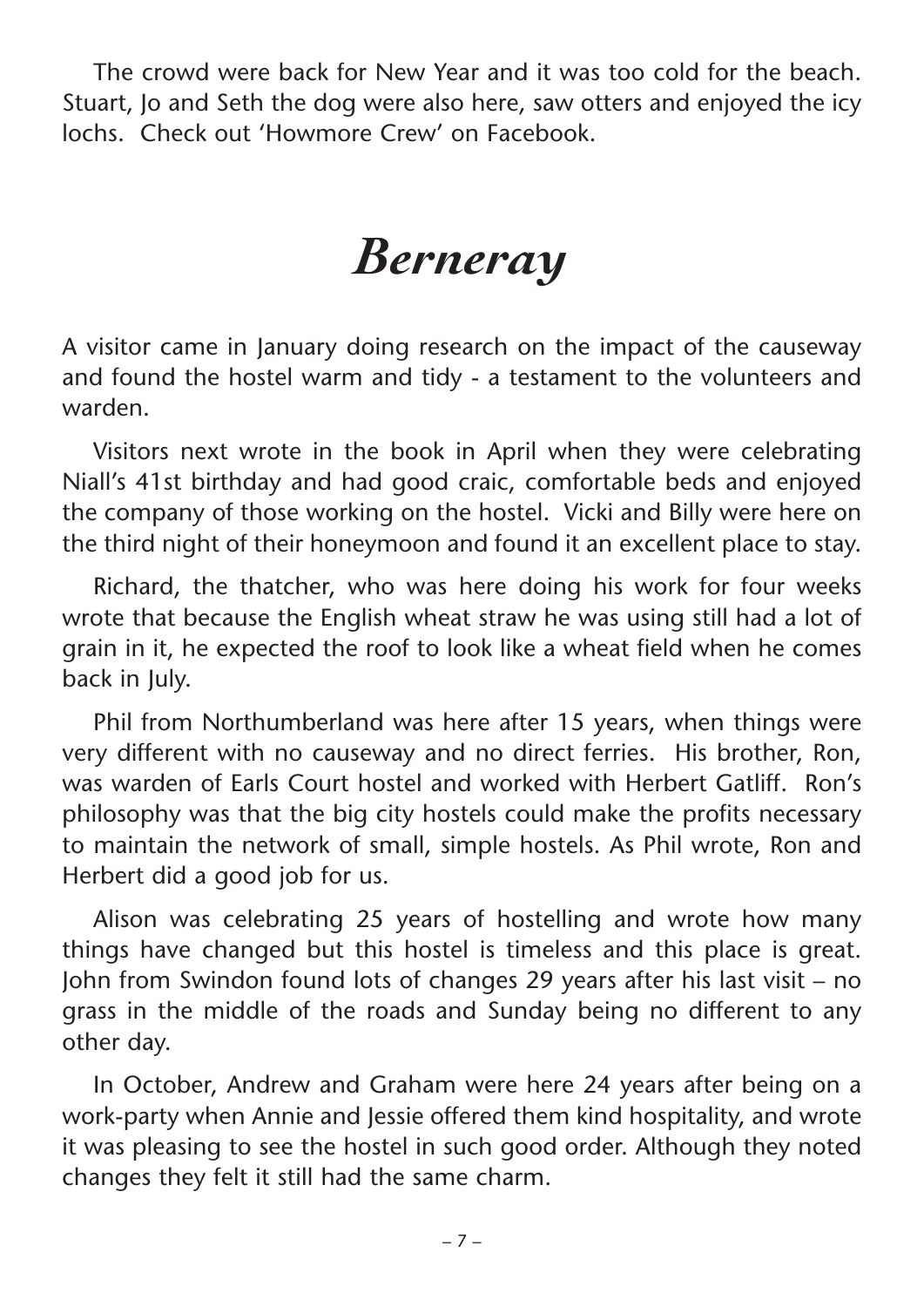The crowd were back for New Year and it was too cold for the beach. Stuart, Jo and Seth the dog were also here, saw otters and enjoyed the icy lochs. Check out 'Howmore Crew' on Facebook.

# *Berneray*

A visitor came in January doing research on the impact of the causeway and found the hostel warm and tidy - a testament to the volunteers and warden.

Visitors next wrote in the book in April when they were celebrating Niall's 41st birthday and had good craic, comfortable beds and enjoyed the company of those working on the hostel. Vicki and Billy were here on the third night of their honeymoon and found it an excellent place to stay.

Richard, the thatcher, who was here doing his work for four weeks wrote that because the English wheat straw he was using still had a lot of grain in it, he expected the roof to look like a wheat field when he comes back in July.

Phil from Northumberland was here after 15 years, when things were very different with no causeway and no direct ferries. His brother, Ron, was warden of Earls Court hostel and worked with Herbert Gatliff. Ron's philosophy was that the big city hostels could make the profits necessary to maintain the network of small, simple hostels. As Phil wrote, Ron and Herbert did a good job for us.

Alison was celebrating 25 years of hostelling and wrote how many things have changed but this hostel is timeless and this place is great. John from Swindon found lots of changes 29 years after his last visit – no grass in the middle of the roads and Sunday being no different to any other day.

In October, Andrew and Graham were here 24 years after being on a work-party when Annie and Jessie offered them kind hospitality, and wrote it was pleasing to see the hostel in such good order. Although they noted changes they felt it still had the same charm.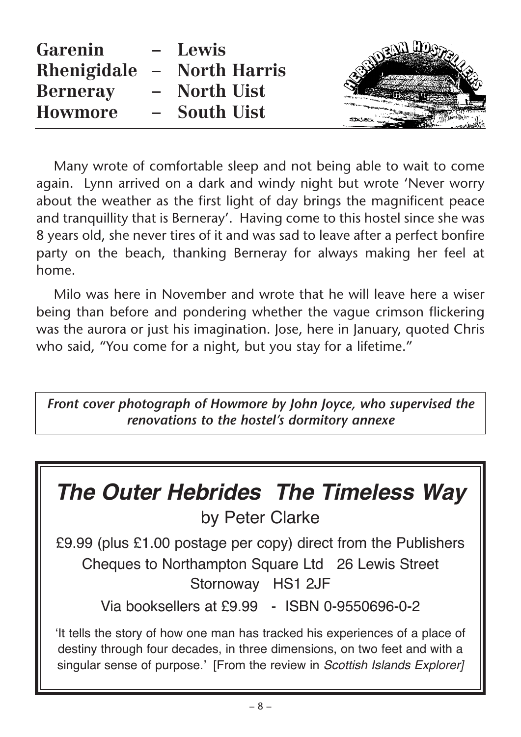**Garenin – Lewis**
**Rhenigidale – North Harris**
**Berneray – North Uist**
**Howmore – South Uist**

Many wrote of comfortable sleep and not being able to wait to come again. Lynn arrived on a dark and windy night but wrote 'Never worry about the weather as the first light of day brings the magnificent peace and tranquillity that is Berneray'. Having come to this hostel since she was 8 years old, she never tires of it and was sad to leave after a perfect bonfire party on the beach, thanking Berneray for always making her feel at home.

Milo was here in November and wrote that he will leave here a wiser being than before and pondering whether the vague crimson flickering was the aurora or just his imagination. Jose, here in January, quoted Chris who said, "You come for a night, but you stay for a lifetime."

***Front cover photograph of Howmore by John Joyce, who supervised the renovations to the hostel's dormitory annexe***

## *The Outer Hebrides The Timeless Way*

by Peter Clarke

£9.99 (plus £1.00 postage per copy) direct from the Publishers

Cheques to Northampton Square Ltd 26 Lewis Street

Stornoway HS1 2JF

Via booksellers at £9.99 - ISBN 0-9550696-0-2

'It tells the story of how one man has tracked his experiences of a place of destiny through four decades, in three dimensions, on two feet and with a singular sense of purpose.' [From the review in *Scottish Islands Explorer*]